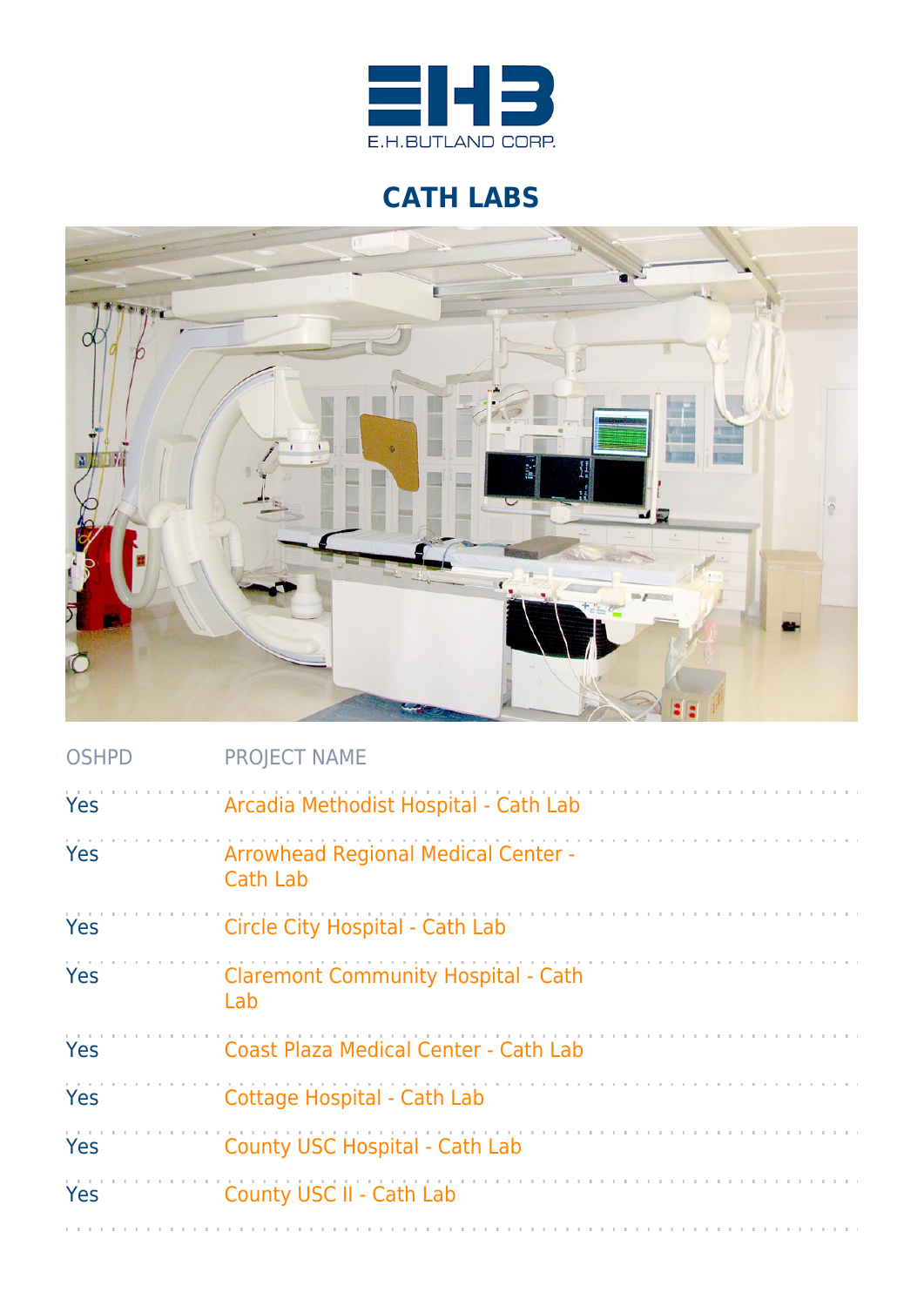E.H.BUTLAND CORP.

# CATH LABS

| OSHPD | PROJECT NAME |
| --- | --- |
| Yes | Arcadia Methodist Hospital - Cath Lab |
| Yes | Arrowhead Regional Medical Center - Cath Lab |
| Yes | Circle City Hospital - Cath Lab |
| Yes | Claremont Community Hospital - Cath Lab |
| Yes | Coast Plaza Medical Center - Cath Lab |
| Yes | Cottage Hospital - Cath Lab |
| Yes | County USC Hospital - Cath Lab |
| Yes | County USC II - Cath Lab |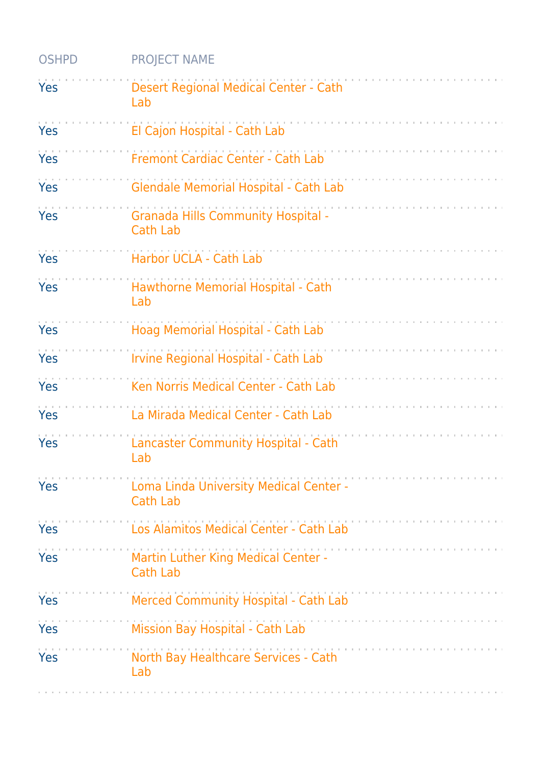| OSHPD | PROJECT NAME |
| --- | --- |
| Yes | Desert Regional Medical Center - Cath Lab |
| Yes | El Cajon Hospital - Cath Lab |
| Yes | Fremont Cardiac Center - Cath Lab |
| Yes | Glendale Memorial Hospital - Cath Lab |
| Yes | Granada Hills Community Hospital - Cath Lab |
| Yes | Harbor UCLA - Cath Lab |
| Yes | Hawthorne Memorial Hospital - Cath Lab |
| Yes | Hoag Memorial Hospital - Cath Lab |
| Yes | Irvine Regional Hospital - Cath Lab |
| Yes | Ken Norris Medical Center - Cath Lab |
| Yes | La Mirada Medical Center - Cath Lab |
| Yes | Lancaster Community Hospital - Cath Lab |
| Yes | Loma Linda University Medical Center - Cath Lab |
| Yes | Los Alamitos Medical Center - Cath Lab |
| Yes | Martin Luther King Medical Center - Cath Lab |
| Yes | Merced Community Hospital - Cath Lab |
| Yes | Mission Bay Hospital - Cath Lab |
| Yes | North Bay Healthcare Services - Cath Lab |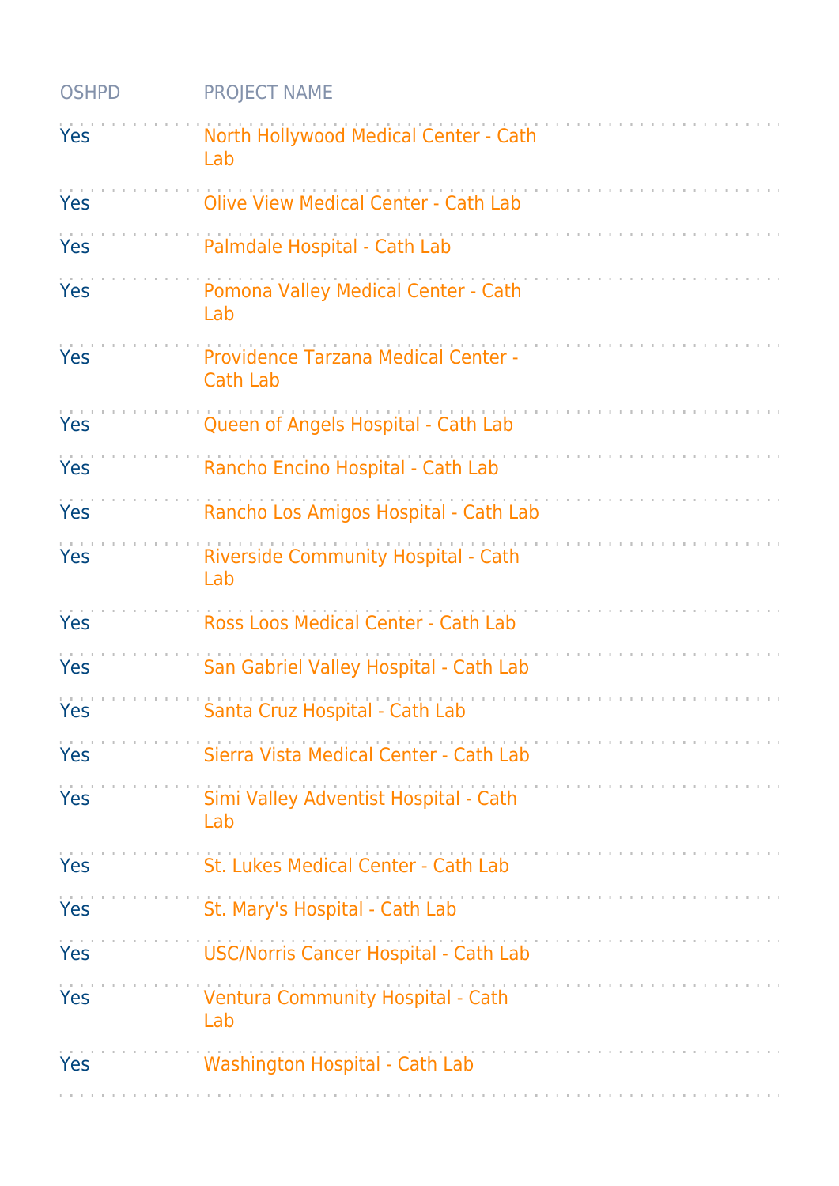| OSHPD | PROJECT NAME |
| --- | --- |
| Yes | North Hollywood Medical Center - Cath Lab |
| Yes | Olive View Medical Center - Cath Lab |
| Yes | Palmdale Hospital - Cath Lab |
| Yes | Pomona Valley Medical Center - Cath Lab |
| Yes | Providence Tarzana Medical Center - Cath Lab |
| Yes | Queen of Angels Hospital - Cath Lab |
| Yes | Rancho Encino Hospital - Cath Lab |
| Yes | Rancho Los Amigos Hospital - Cath Lab |
| Yes | Riverside Community Hospital - Cath Lab |
| Yes | Ross Loos Medical Center - Cath Lab |
| Yes | San Gabriel Valley Hospital - Cath Lab |
| Yes | Santa Cruz Hospital - Cath Lab |
| Yes | Sierra Vista Medical Center - Cath Lab |
| Yes | Simi Valley Adventist Hospital - Cath Lab |
| Yes | St. Lukes Medical Center - Cath Lab |
| Yes | St. Mary's Hospital - Cath Lab |
| Yes | USC/Norris Cancer Hospital - Cath Lab |
| Yes | Ventura Community Hospital - Cath Lab |
| Yes | Washington Hospital - Cath Lab |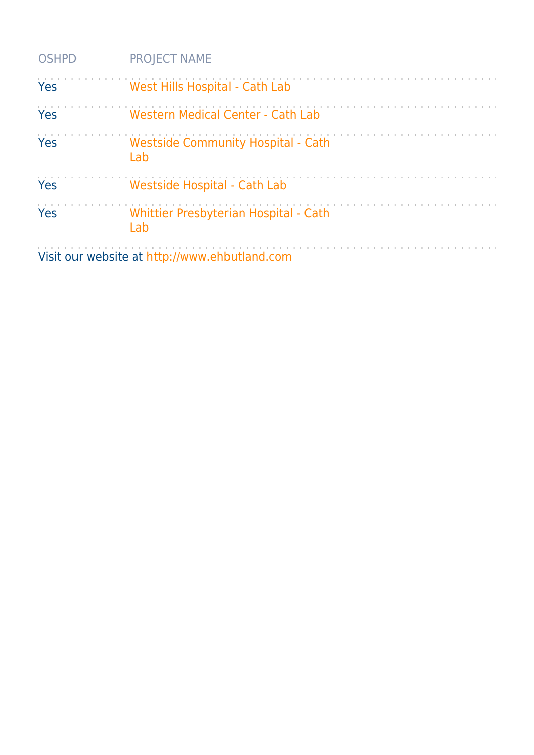| OSHPD | PROJECT NAME |
|---|---|
| Yes | West Hills Hospital - Cath Lab |
| Yes | Western Medical Center - Cath Lab |
| Yes | Westside Community Hospital - Cath Lab |
| Yes | Westside Hospital - Cath Lab |
| Yes | Whittier Presbyterian Hospital - Cath Lab |

Visit our website at http://www.ehbutland.com